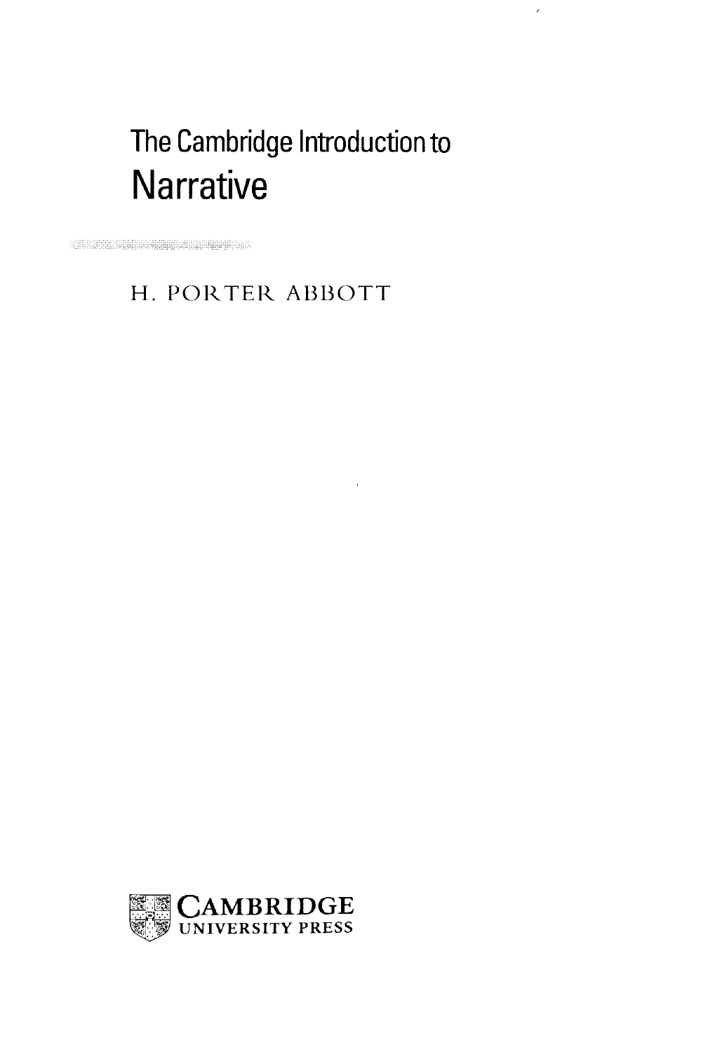# The Cambridge Introduction to Narrative

H. PORTER ABBOTT

CAMBRIDGE
UNIVERSITY PRESS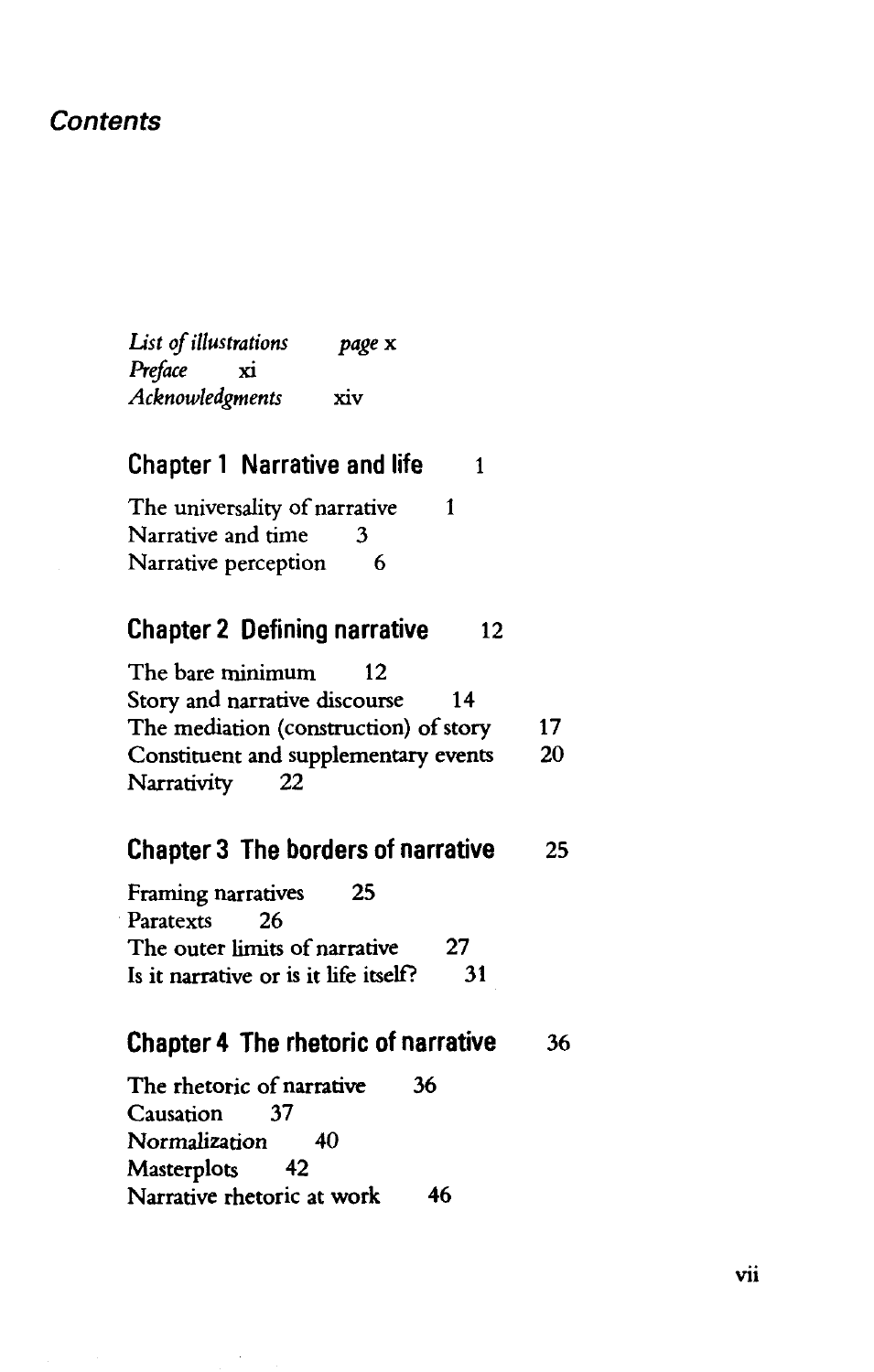# Contents

*List of illustrations* *page* x
*Preface* xi
*Acknowledgments* xiv

## Chapter 1 Narrative and life 1

The universality of narrative 1
Narrative and time 3
Narrative perception 6

## Chapter 2 Defining narrative 12

The bare minimum 12
Story and narrative discourse 14
The mediation (construction) of story 17
Constituent and supplementary events 20
Narrativity 22

## Chapter 3 The borders of narrative 25

Framing narratives 25
Paratexts 26
The outer limits of narrative 27
Is it narrative or is it life itself? 31

## Chapter 4 The rhetoric of narrative 36

The rhetoric of narrative 36
Causation 37
Normalization 40
Masterplots 42
Narrative rhetoric at work 46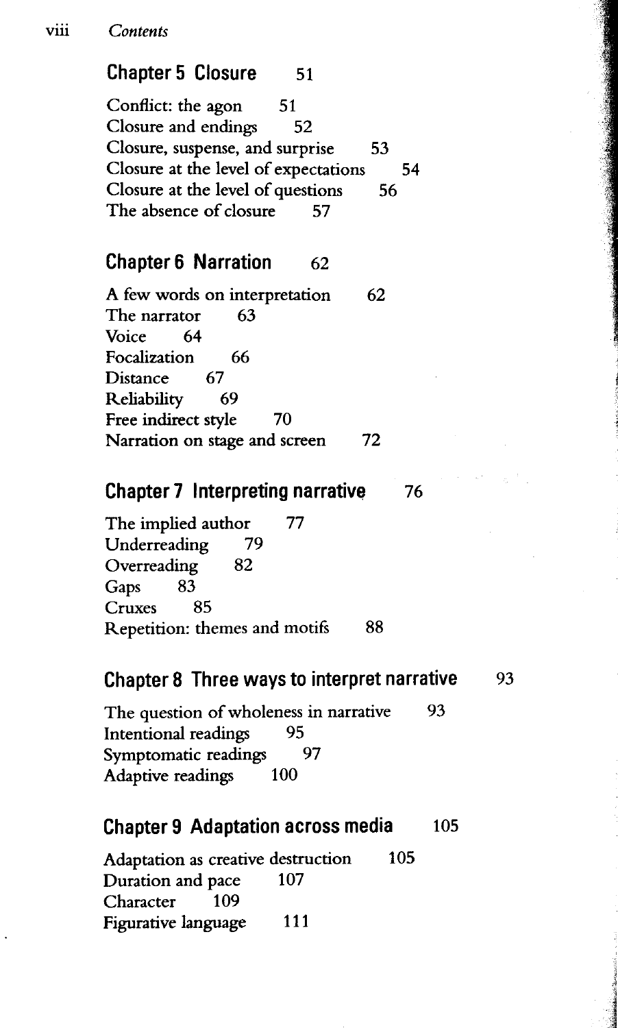## Chapter 5 Closure 51

Conflict: the agon 51
Closure and endings 52
Closure, suspense, and surprise 53
Closure at the level of expectations 54
Closure at the level of questions 56
The absence of closure 57

## Chapter 6 Narration 62

A few words on interpretation 62
The narrator 63
Voice 64
Focalization 66
Distance 67
Reliability 69
Free indirect style 70
Narration on stage and screen 72

## Chapter 7 Interpreting narrative 76

The implied author 77
Underreading 79
Overreading 82
Gaps 83
Cruxes 85
Repetition: themes and motifs 88

## Chapter 8 Three ways to interpret narrative 93

The question of wholeness in narrative 93
Intentional readings 95
Symptomatic readings 97
Adaptive readings 100

## Chapter 9 Adaptation across media 105

Adaptation as creative destruction 105
Duration and pace 107
Character 109
Figurative language 111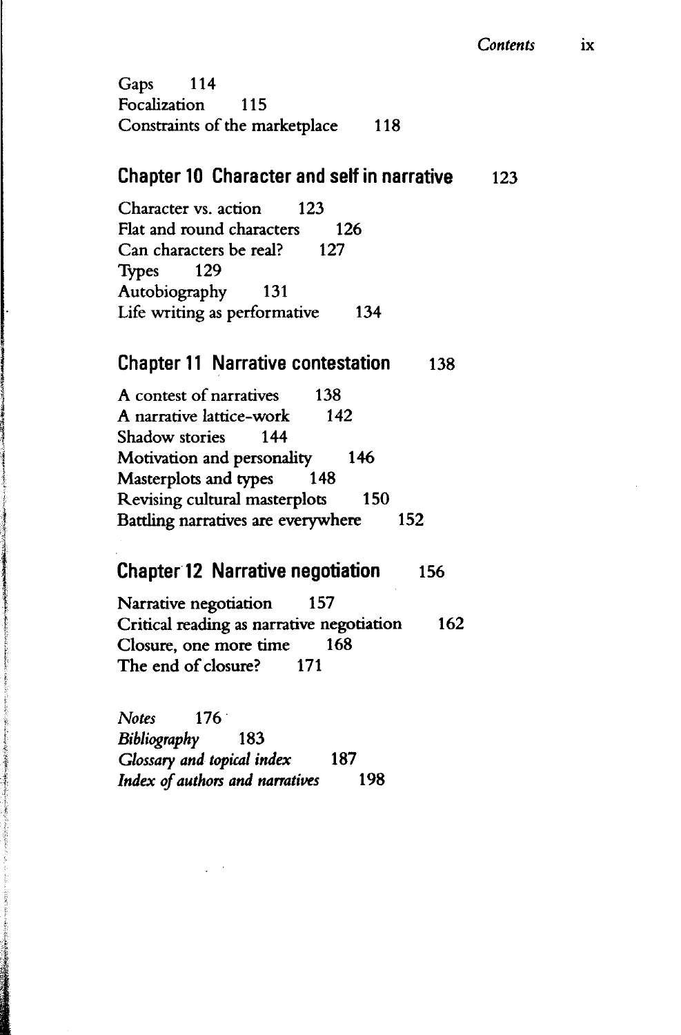Gaps 114
Focalization 115
Constraints of the marketplace 118

## Chapter 10 Character and self in narrative 123

Character vs. action 123
Flat and round characters 126
Can characters be real? 127
Types 129
Autobiography 131
Life writing as performative 134

## Chapter 11 Narrative contestation 138

A contest of narratives 138
A narrative lattice-work 142
Shadow stories 144
Motivation and personality 146
Masterplots and types 148
Revising cultural masterplots 150
Battling narratives are everywhere 152

## Chapter 12 Narrative negotiation 156

Narrative negotiation 157
Critical reading as narrative negotiation 162
Closure, one more time 168
The end of closure? 171

*Notes* 176
*Bibliography* 183
*Glossary and topical index* 187
*Index of authors and narratives* 198